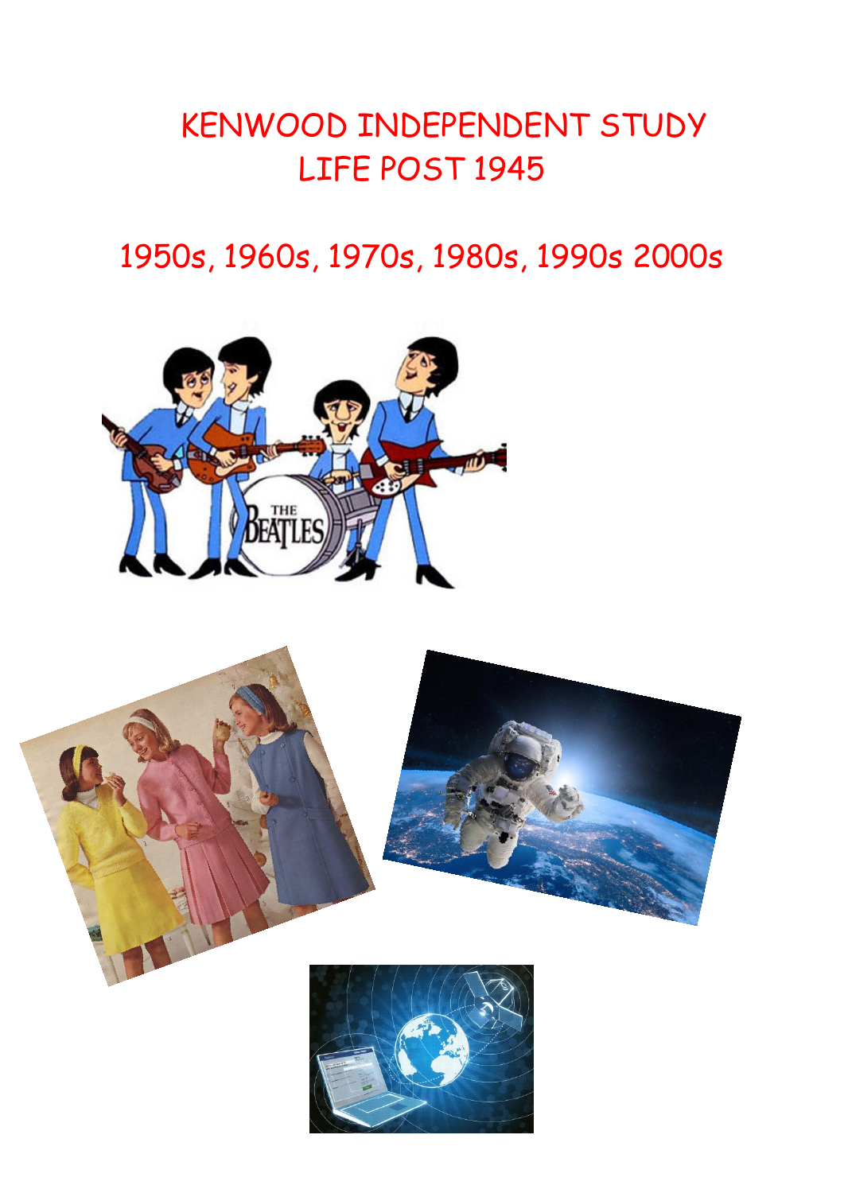# KENWOOD INDEPENDENT STUDY
# LIFE POST 1945

## 1950s, 1960s, 1970s, 1980s, 1990s 2000s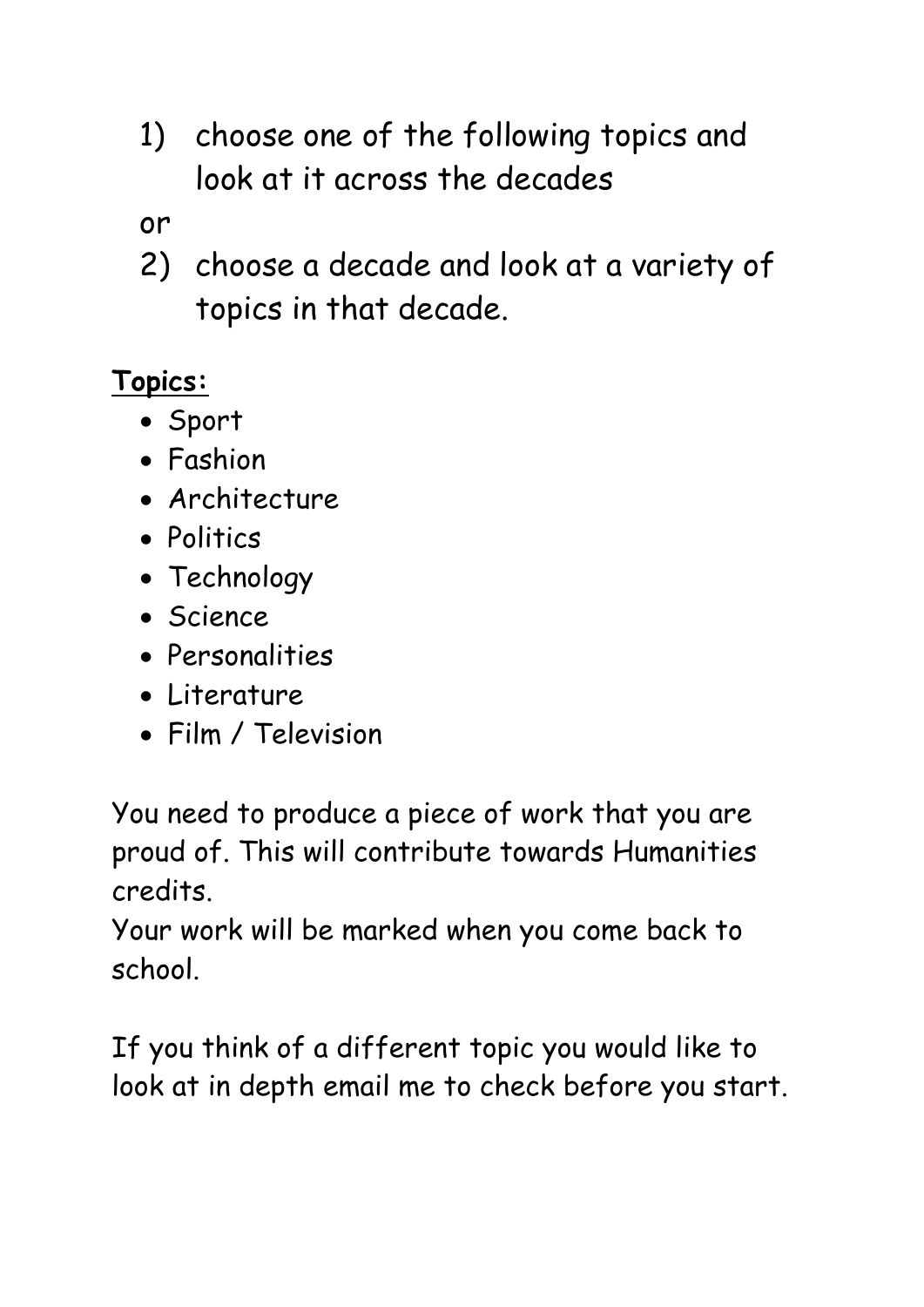1) choose one of the following topics and look at it across the decades

or

2) choose a decade and look at a variety of topics in that decade.

**Topics:**

- Sport
- Fashion
- Architecture
- Politics
- Technology
- Science
- Personalities
- Literature
- Film / Television

You need to produce a piece of work that you are proud of. This will contribute towards Humanities credits.
Your work will be marked when you come back to school.

If you think of a different topic you would like to look at in depth email me to check before you start.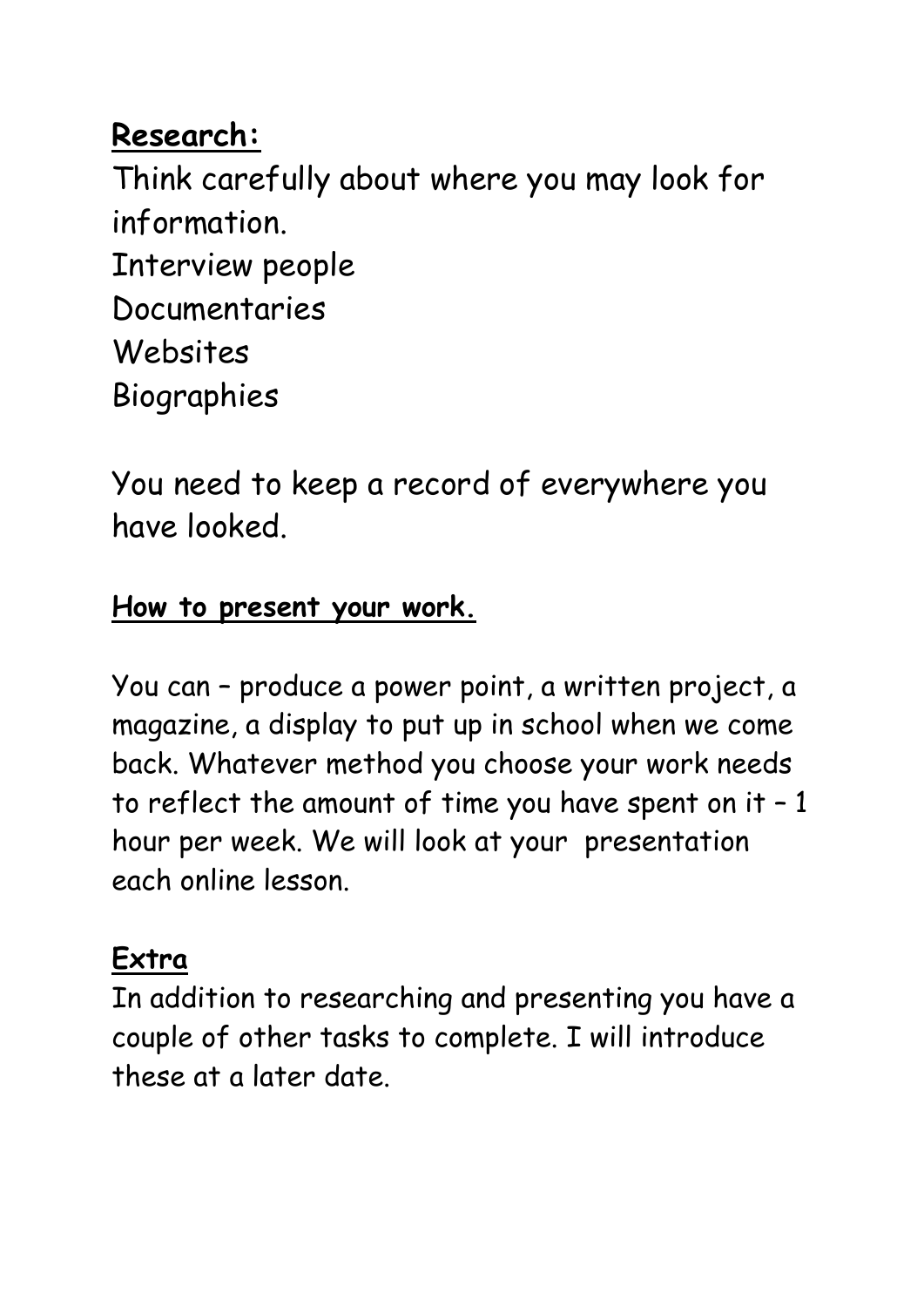**Research:**

Think carefully about where you may look for information.

Interview people
Documentaries
Websites
Biographies

You need to keep a record of everywhere you have looked.

**How to present your work.**

You can – produce a power point, a written project, a magazine, a display to put up in school when we come back. Whatever method you choose your work needs to reflect the amount of time you have spent on it – 1 hour per week. We will look at your presentation each online lesson.

**Extra**

In addition to researching and presenting you have a couple of other tasks to complete. I will introduce these at a later date.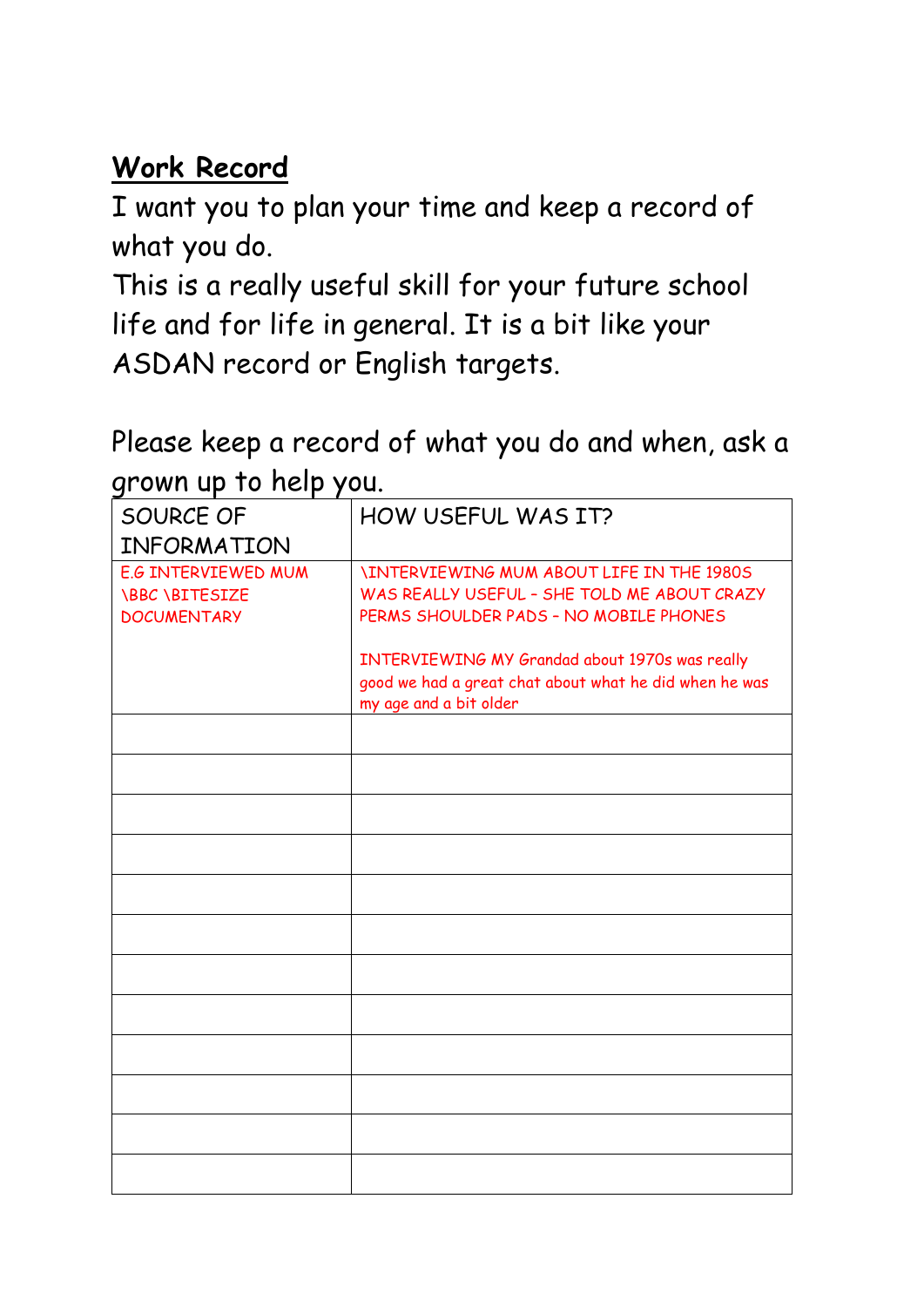## Work Record

I want you to plan your time and keep a record of what you do.

This is a really useful skill for your future school life and for life in general. It is a bit like your ASDAN record or English targets.

Please keep a record of what you do and when, ask a grown up to help you.

| SOURCE OF INFORMATION | HOW USEFUL WAS IT? |
|---|---|
| E.G INTERVIEWED MUM \BBC \BITESIZE DOCUMENTARY | \INTERVIEWING MUM ABOUT LIFE IN THE 1980S WAS REALLY USEFUL - SHE TOLD ME ABOUT CRAZY PERMS SHOULDER PADS - NO MOBILE PHONES<br><br>INTERVIEWING MY Grandad about 1970s was really good we had a great chat about what he did when he was my age and a bit older |
| | |
| | |
| | |
| | |
| | |
| | |
| | |
| | |
| | |
| | |
| | |
| | |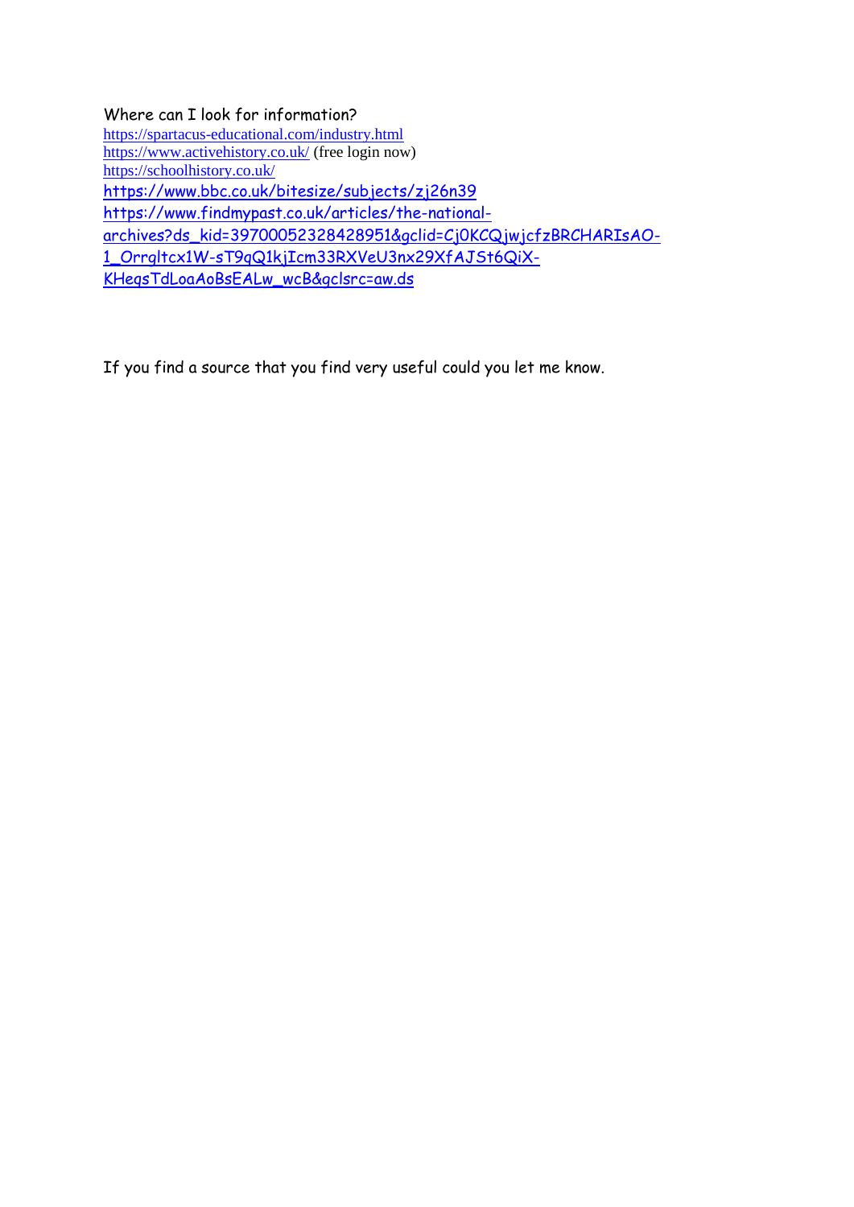Where can I look for information?

https://spartacus-educational.com/industry.html
https://www.activehistory.co.uk/ (free login now)
https://schoolhistory.co.uk/
https://www.bbc.co.uk/bitesize/subjects/zj26n39
https://www.findmypast.co.uk/articles/the-national-archives?ds_kid=39700052328428951&gclid=Cj0KCQjwjcfzBRCHARIsAO-1_Orrqltcx1W-sT9qQ1kjIcm33RXVeU3nx29XfAJSt6QiX-KHeqsTdLoaAoBsEALw_wcB&gclsrc=aw.ds

If you find a source that you find very useful could you let me know.